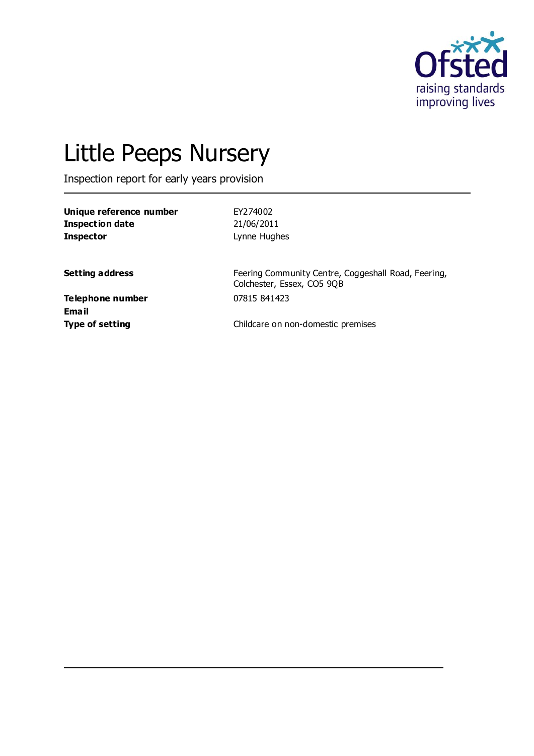# Little Peeps Nursery

Inspection report for early years provision

| | |
|---|---|
| **Unique reference number** | EY274002 |
| **Inspection date** | 21/06/2011 |
| **Inspector** | Lynne Hughes |
| | |
| **Setting address** | Feering Community Centre, Coggeshall Road, Feering, Colchester, Essex, CO5 9QB |
| **Telephone number** | 07815 841423 |
| **Email** | |
| **Type of setting** | Childcare on non-domestic premises |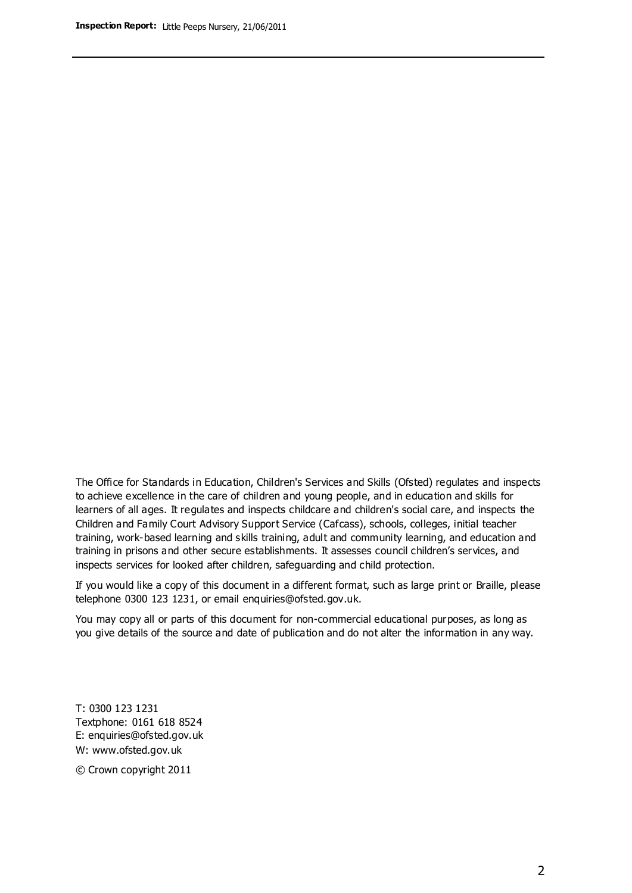The Office for Standards in Education, Children's Services and Skills (Ofsted) regulates and inspects to achieve excellence in the care of children and young people, and in education and skills for learners of all ages. It regulates and inspects childcare and children's social care, and inspects the Children and Family Court Advisory Support Service (Cafcass), schools, colleges, initial teacher training, work-based learning and skills training, adult and community learning, and education and training in prisons and other secure establishments. It assesses council children's services, and inspects services for looked after children, safeguarding and child protection.

If you would like a copy of this document in a different format, such as large print or Braille, please telephone 0300 123 1231, or email enquiries@ofsted.gov.uk.

You may copy all or parts of this document for non-commercial educational purposes, as long as you give details of the source and date of publication and do not alter the information in any way.

T: 0300 123 1231
Textphone: 0161 618 8524
E: enquiries@ofsted.gov.uk
W: www.ofsted.gov.uk

© Crown copyright 2011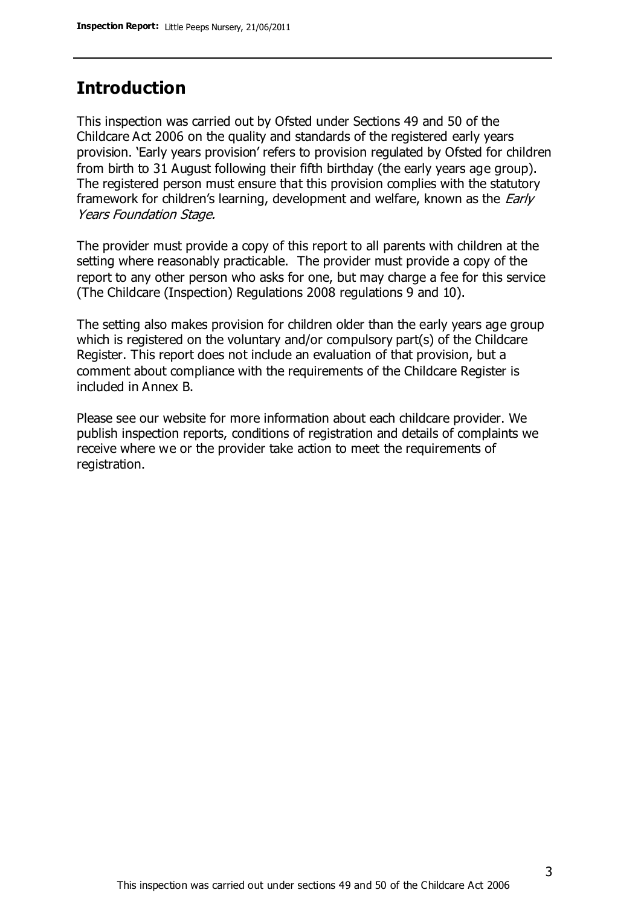## Introduction

This inspection was carried out by Ofsted under Sections 49 and 50 of the Childcare Act 2006 on the quality and standards of the registered early years provision. 'Early years provision' refers to provision regulated by Ofsted for children from birth to 31 August following their fifth birthday (the early years age group). The registered person must ensure that this provision complies with the statutory framework for children's learning, development and welfare, known as the *Early Years Foundation Stage.*

The provider must provide a copy of this report to all parents with children at the setting where reasonably practicable. The provider must provide a copy of the report to any other person who asks for one, but may charge a fee for this service (The Childcare (Inspection) Regulations 2008 regulations 9 and 10).

The setting also makes provision for children older than the early years age group which is registered on the voluntary and/or compulsory part(s) of the Childcare Register. This report does not include an evaluation of that provision, but a comment about compliance with the requirements of the Childcare Register is included in Annex B.

Please see our website for more information about each childcare provider. We publish inspection reports, conditions of registration and details of complaints we receive where we or the provider take action to meet the requirements of registration.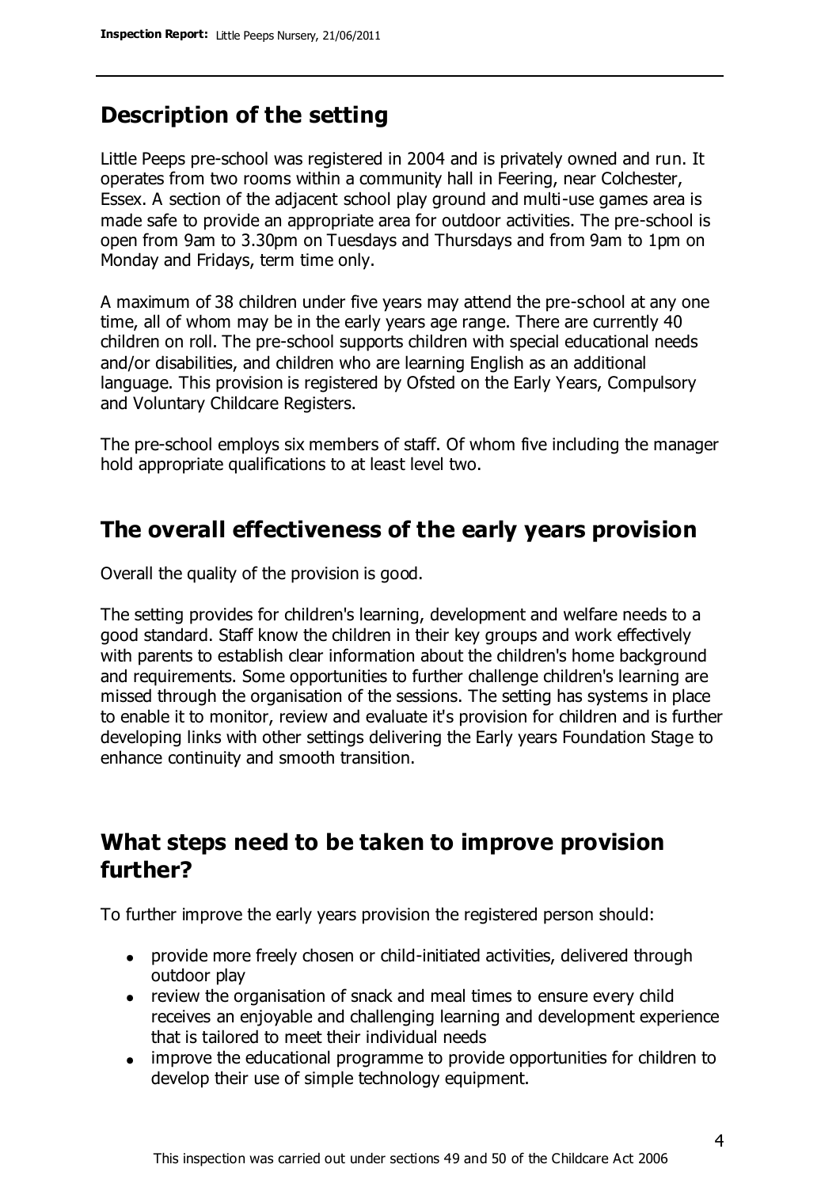## Description of the setting

Little Peeps pre-school was registered in 2004 and is privately owned and run. It operates from two rooms within a community hall in Feering, near Colchester, Essex. A section of the adjacent school play ground and multi-use games area is made safe to provide an appropriate area for outdoor activities. The pre-school is open from 9am to 3.30pm on Tuesdays and Thursdays and from 9am to 1pm on Monday and Fridays, term time only.

A maximum of 38 children under five years may attend the pre-school at any one time, all of whom may be in the early years age range. There are currently 40 children on roll. The pre-school supports children with special educational needs and/or disabilities, and children who are learning English as an additional language. This provision is registered by Ofsted on the Early Years, Compulsory and Voluntary Childcare Registers.

The pre-school employs six members of staff. Of whom five including the manager hold appropriate qualifications to at least level two.

## The overall effectiveness of the early years provision

Overall the quality of the provision is good.

The setting provides for children's learning, development and welfare needs to a good standard. Staff know the children in their key groups and work effectively with parents to establish clear information about the children's home background and requirements. Some opportunities to further challenge children's learning are missed through the organisation of the sessions. The setting has systems in place to enable it to monitor, review and evaluate it's provision for children and is further developing links with other settings delivering the Early years Foundation Stage to enhance continuity and smooth transition.

## What steps need to be taken to improve provision further?

To further improve the early years provision the registered person should:

- provide more freely chosen or child-initiated activities, delivered through outdoor play
- review the organisation of snack and meal times to ensure every child receives an enjoyable and challenging learning and development experience that is tailored to meet their individual needs
- improve the educational programme to provide opportunities for children to develop their use of simple technology equipment.

This inspection was carried out under sections 49 and 50 of the Childcare Act 2006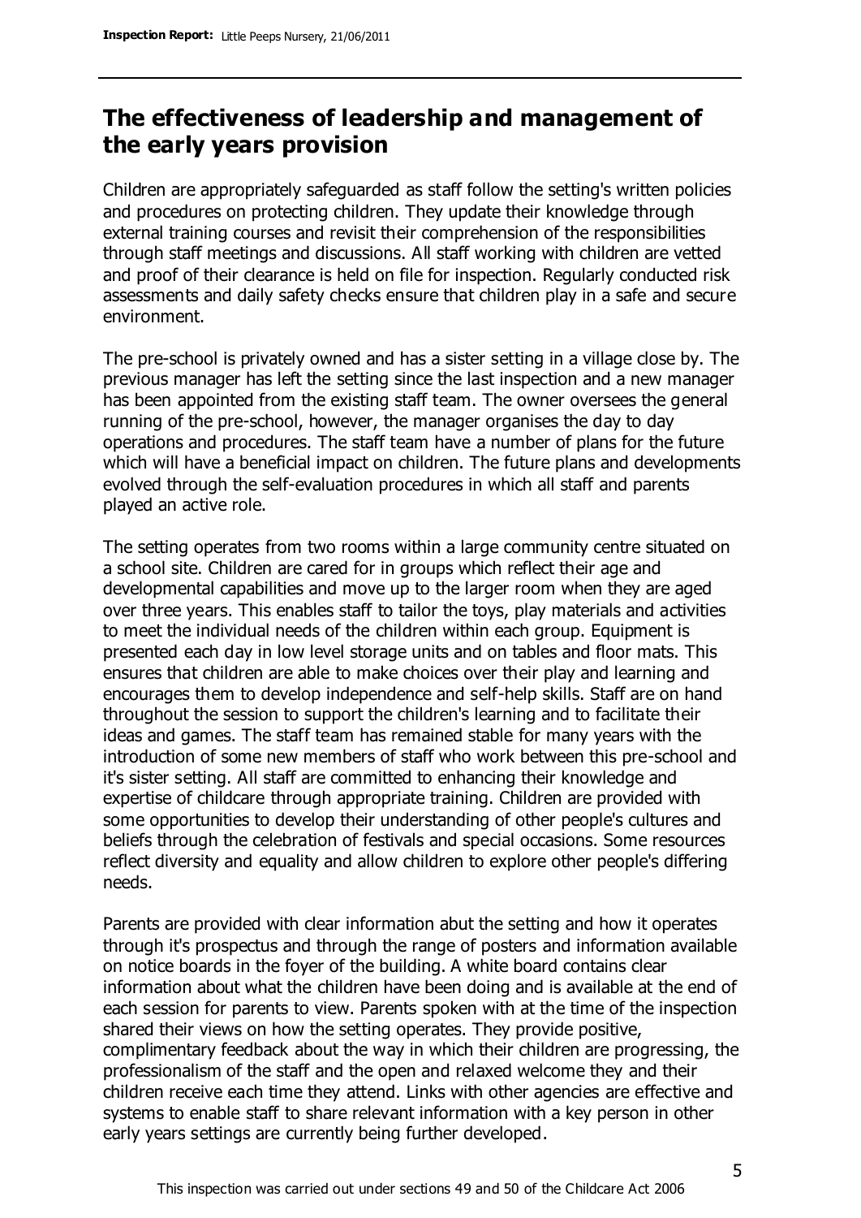## The effectiveness of leadership and management of the early years provision

Children are appropriately safeguarded as staff follow the setting's written policies and procedures on protecting children. They update their knowledge through external training courses and revisit their comprehension of the responsibilities through staff meetings and discussions. All staff working with children are vetted and proof of their clearance is held on file for inspection. Regularly conducted risk assessments and daily safety checks ensure that children play in a safe and secure environment.

The pre-school is privately owned and has a sister setting in a village close by. The previous manager has left the setting since the last inspection and a new manager has been appointed from the existing staff team. The owner oversees the general running of the pre-school, however, the manager organises the day to day operations and procedures. The staff team have a number of plans for the future which will have a beneficial impact on children. The future plans and developments evolved through the self-evaluation procedures in which all staff and parents played an active role.

The setting operates from two rooms within a large community centre situated on a school site. Children are cared for in groups which reflect their age and developmental capabilities and move up to the larger room when they are aged over three years. This enables staff to tailor the toys, play materials and activities to meet the individual needs of the children within each group. Equipment is presented each day in low level storage units and on tables and floor mats. This ensures that children are able to make choices over their play and learning and encourages them to develop independence and self-help skills. Staff are on hand throughout the session to support the children's learning and to facilitate their ideas and games. The staff team has remained stable for many years with the introduction of some new members of staff who work between this pre-school and it's sister setting. All staff are committed to enhancing their knowledge and expertise of childcare through appropriate training. Children are provided with some opportunities to develop their understanding of other people's cultures and beliefs through the celebration of festivals and special occasions. Some resources reflect diversity and equality and allow children to explore other people's differing needs.

Parents are provided with clear information abut the setting and how it operates through it's prospectus and through the range of posters and information available on notice boards in the foyer of the building. A white board contains clear information about what the children have been doing and is available at the end of each session for parents to view. Parents spoken with at the time of the inspection shared their views on how the setting operates. They provide positive, complimentary feedback about the way in which their children are progressing, the professionalism of the staff and the open and relaxed welcome they and their children receive each time they attend. Links with other agencies are effective and systems to enable staff to share relevant information with a key person in other early years settings are currently being further developed.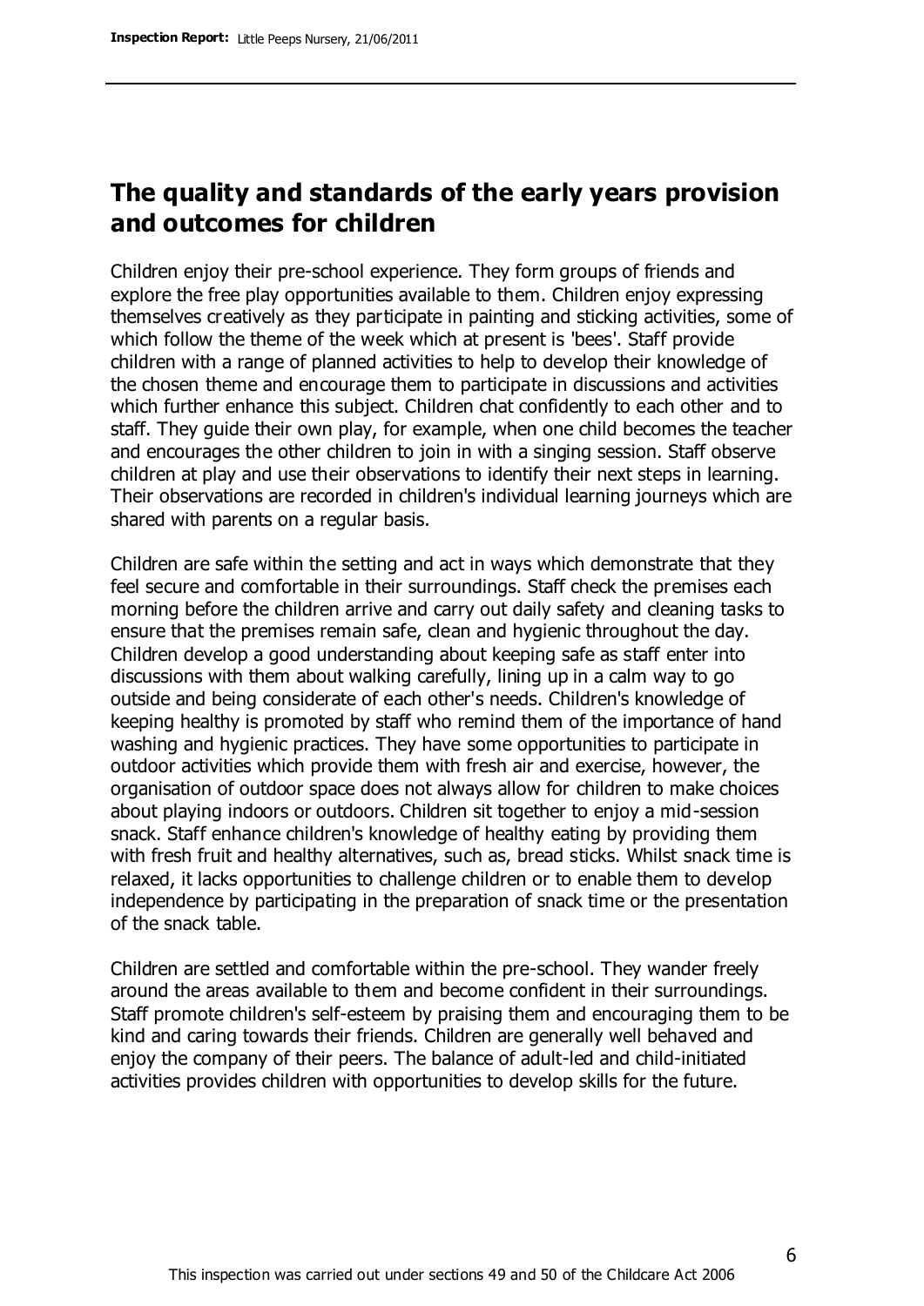## The quality and standards of the early years provision and outcomes for children

Children enjoy their pre-school experience. They form groups of friends and explore the free play opportunities available to them. Children enjoy expressing themselves creatively as they participate in painting and sticking activities, some of which follow the theme of the week which at present is 'bees'. Staff provide children with a range of planned activities to help to develop their knowledge of the chosen theme and encourage them to participate in discussions and activities which further enhance this subject. Children chat confidently to each other and to staff. They guide their own play, for example, when one child becomes the teacher and encourages the other children to join in with a singing session. Staff observe children at play and use their observations to identify their next steps in learning. Their observations are recorded in children's individual learning journeys which are shared with parents on a regular basis.

Children are safe within the setting and act in ways which demonstrate that they feel secure and comfortable in their surroundings. Staff check the premises each morning before the children arrive and carry out daily safety and cleaning tasks to ensure that the premises remain safe, clean and hygienic throughout the day. Children develop a good understanding about keeping safe as staff enter into discussions with them about walking carefully, lining up in a calm way to go outside and being considerate of each other's needs. Children's knowledge of keeping healthy is promoted by staff who remind them of the importance of hand washing and hygienic practices. They have some opportunities to participate in outdoor activities which provide them with fresh air and exercise, however, the organisation of outdoor space does not always allow for children to make choices about playing indoors or outdoors. Children sit together to enjoy a mid-session snack. Staff enhance children's knowledge of healthy eating by providing them with fresh fruit and healthy alternatives, such as, bread sticks. Whilst snack time is relaxed, it lacks opportunities to challenge children or to enable them to develop independence by participating in the preparation of snack time or the presentation of the snack table.

Children are settled and comfortable within the pre-school. They wander freely around the areas available to them and become confident in their surroundings. Staff promote children's self-esteem by praising them and encouraging them to be kind and caring towards their friends. Children are generally well behaved and enjoy the company of their peers. The balance of adult-led and child-initiated activities provides children with opportunities to develop skills for the future.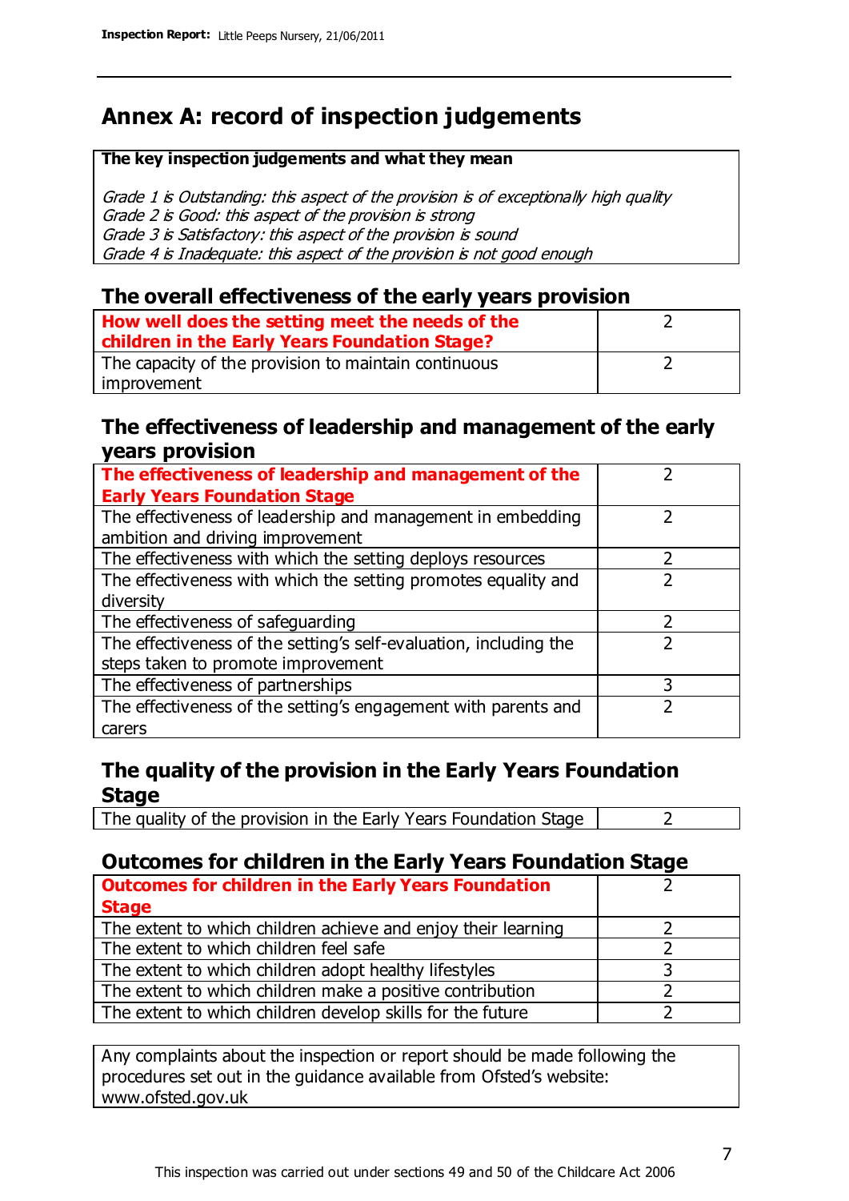## Annex A: record of inspection judgements

| The key inspection judgements and what they mean |
|---|
| *Grade 1 is Outstanding: this aspect of the provision is of exceptionally high quality*<br>*Grade 2 is Good: this aspect of the provision is strong*<br>*Grade 3 is Satisfactory: this aspect of the provision is sound*<br>*Grade 4 is Inadequate: this aspect of the provision is not good enough* |

### The overall effectiveness of the early years provision

| | |
|---|---|
| **How well does the setting meet the needs of the children in the Early Years Foundation Stage?** | 2 |
| The capacity of the provision to maintain continuous improvement | 2 |

### The effectiveness of leadership and management of the early years provision

| | |
|---|---|
| **The effectiveness of leadership and management of the Early Years Foundation Stage** | 2 |
| The effectiveness of leadership and management in embedding ambition and driving improvement | 2 |
| The effectiveness with which the setting deploys resources | 2 |
| The effectiveness with which the setting promotes equality and diversity | 2 |
| The effectiveness of safeguarding | 2 |
| The effectiveness of the setting's self-evaluation, including the steps taken to promote improvement | 2 |
| The effectiveness of partnerships | 3 |
| The effectiveness of the setting's engagement with parents and carers | 2 |

### The quality of the provision in the Early Years Foundation Stage

| | |
|---|---|
| The quality of the provision in the Early Years Foundation Stage | 2 |

### Outcomes for children in the Early Years Foundation Stage

| | |
|---|---|
| **Outcomes for children in the Early Years Foundation Stage** | 2 |
| The extent to which children achieve and enjoy their learning | 2 |
| The extent to which children feel safe | 2 |
| The extent to which children adopt healthy lifestyles | 3 |
| The extent to which children make a positive contribution | 2 |
| The extent to which children develop skills for the future | 2 |

Any complaints about the inspection or report should be made following the procedures set out in the guidance available from Ofsted's website: www.ofsted.gov.uk

This inspection was carried out under sections 49 and 50 of the Childcare Act 2006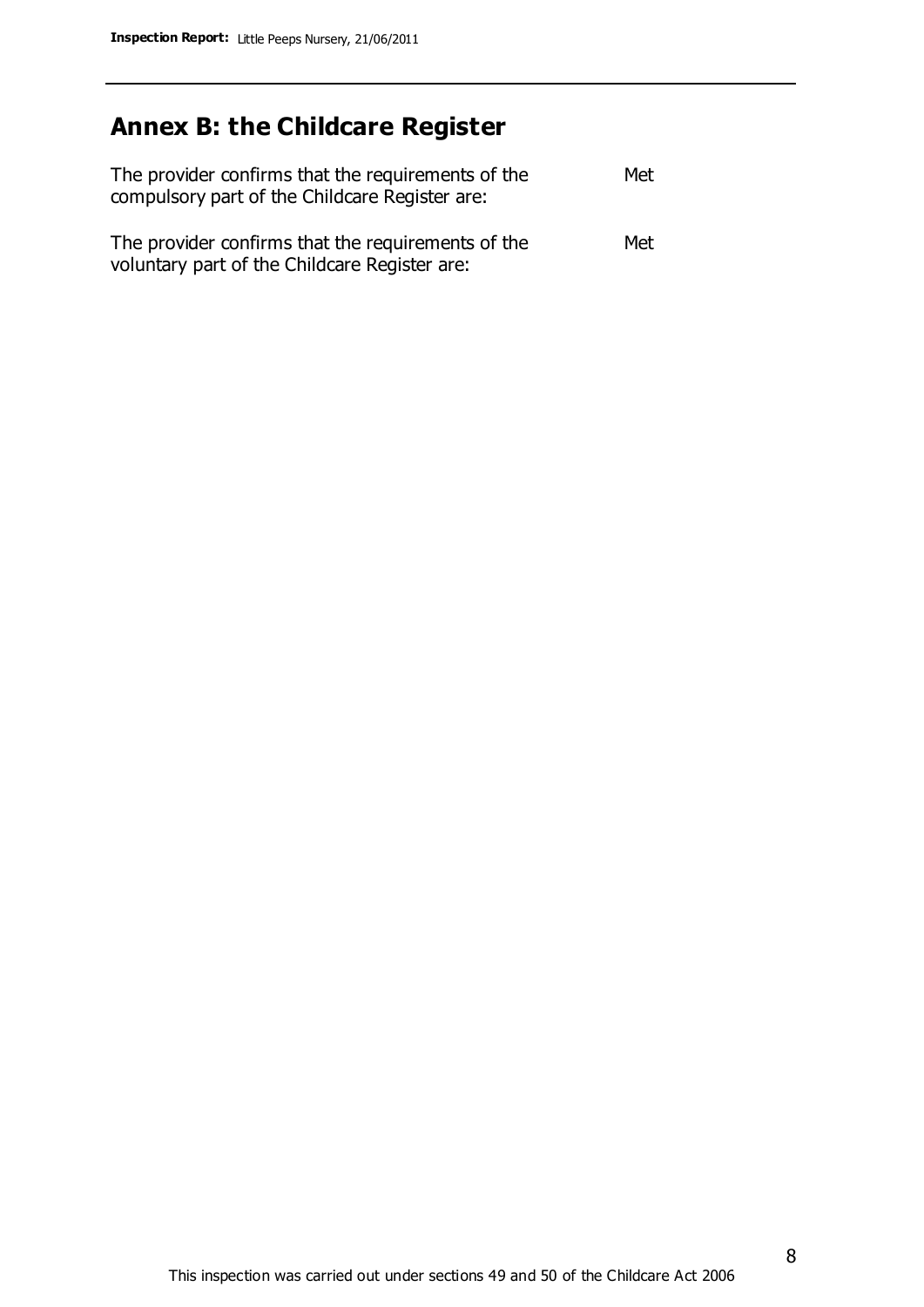## Annex B: the Childcare Register

| | |
|---|---|
| The provider confirms that the requirements of the compulsory part of the Childcare Register are: | Met |
| The provider confirms that the requirements of the voluntary part of the Childcare Register are: | Met |

This inspection was carried out under sections 49 and 50 of the Childcare Act 2006